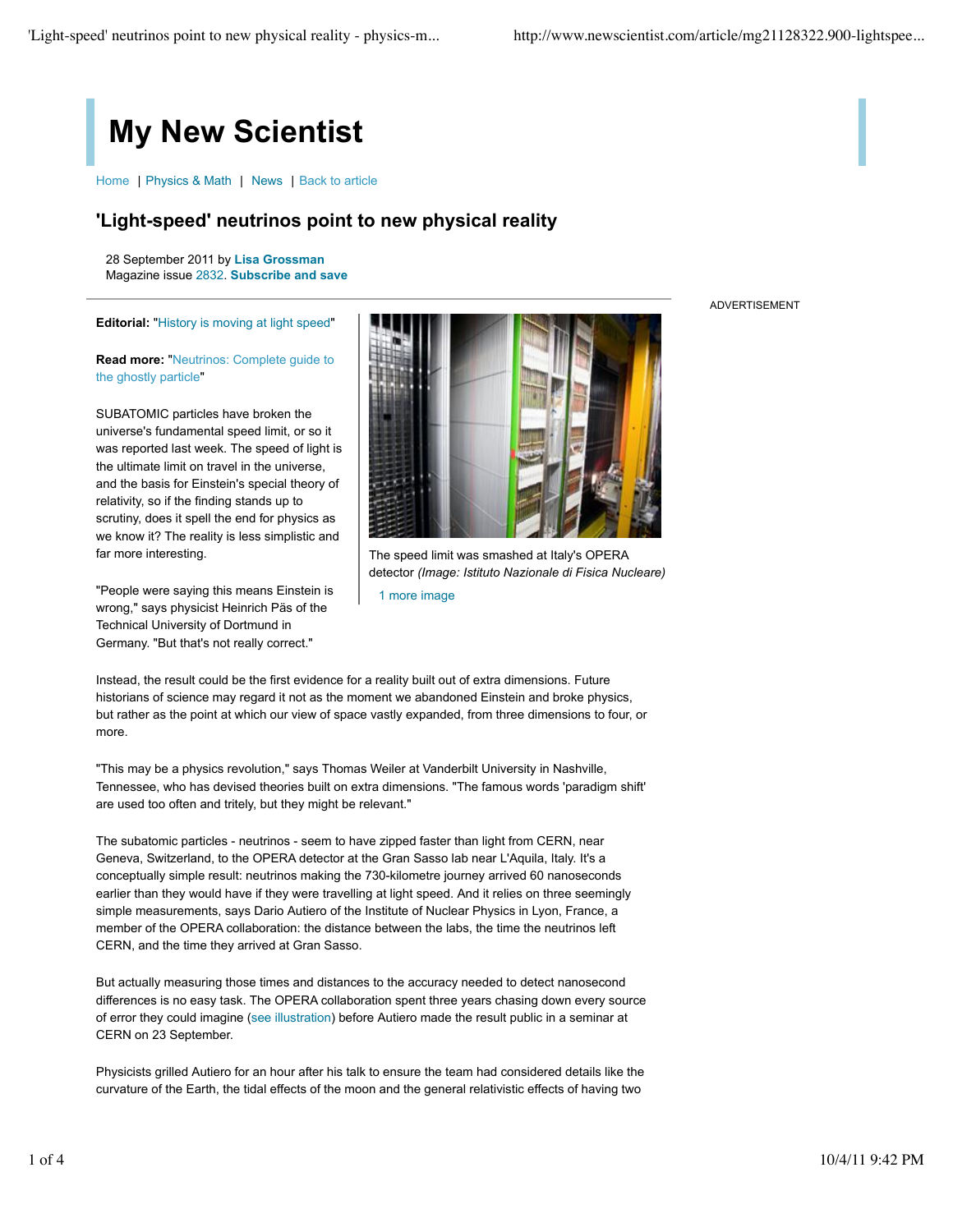# My New Scientist

Home | Physics & Math | News | Back to article

## 'Light-speed' neutrinos point to new physical reality

28 September 2011 by **Lisa Grossman**
Magazine issue 2832. **Subscribe and save**

ADVERTISEMENT

**Editorial:** "History is moving at light speed"

**Read more:** "Neutrinos: Complete guide to the ghostly particle"

The speed limit was smashed at Italy's OPERA detector *(Image: Istituto Nazionale di Fisica Nucleare)*

1 more image

SUBATOMIC particles have broken the universe's fundamental speed limit, or so it was reported last week. The speed of light is the ultimate limit on travel in the universe, and the basis for Einstein's special theory of relativity, so if the finding stands up to scrutiny, does it spell the end for physics as we know it? The reality is less simplistic and far more interesting.

"People were saying this means Einstein is wrong," says physicist Heinrich Päs of the Technical University of Dortmund in Germany. "But that's not really correct."

Instead, the result could be the first evidence for a reality built out of extra dimensions. Future historians of science may regard it not as the moment we abandoned Einstein and broke physics, but rather as the point at which our view of space vastly expanded, from three dimensions to four, or more.

"This may be a physics revolution," says Thomas Weiler at Vanderbilt University in Nashville, Tennessee, who has devised theories built on extra dimensions. "The famous words 'paradigm shift' are used too often and tritely, but they might be relevant."

The subatomic particles - neutrinos - seem to have zipped faster than light from CERN, near Geneva, Switzerland, to the OPERA detector at the Gran Sasso lab near L'Aquila, Italy. It's a conceptually simple result: neutrinos making the 730-kilometre journey arrived 60 nanoseconds earlier than they would have if they were travelling at light speed. And it relies on three seemingly simple measurements, says Dario Autiero of the Institute of Nuclear Physics in Lyon, France, a member of the OPERA collaboration: the distance between the labs, the time the neutrinos left CERN, and the time they arrived at Gran Sasso.

But actually measuring those times and distances to the accuracy needed to detect nanosecond differences is no easy task. The OPERA collaboration spent three years chasing down every source of error they could imagine (see illustration) before Autiero made the result public in a seminar at CERN on 23 September.

Physicists grilled Autiero for an hour after his talk to ensure the team had considered details like the curvature of the Earth, the tidal effects of the moon and the general relativistic effects of having two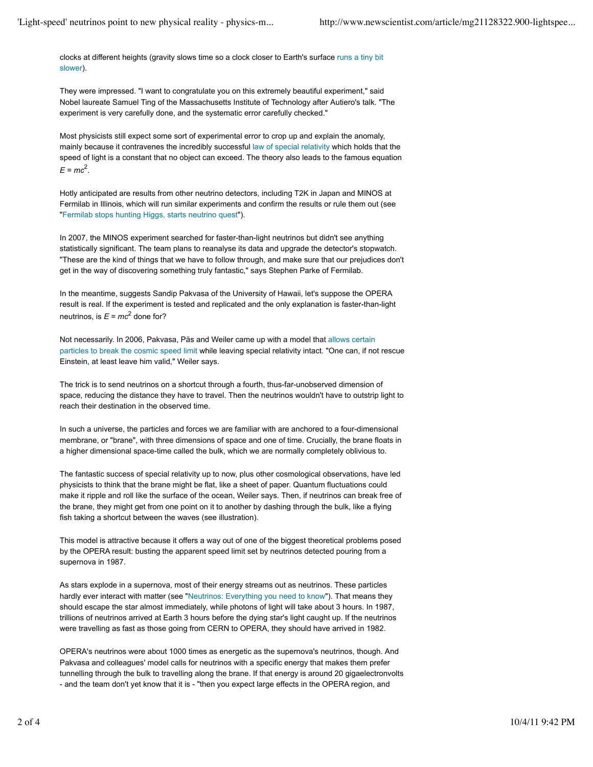clocks at different heights (gravity slows time so a clock closer to Earth's surface runs a tiny bit slower).

They were impressed. "I want to congratulate you on this extremely beautiful experiment," said Nobel laureate Samuel Ting of the Massachusetts Institute of Technology after Autiero's talk. "The experiment is very carefully done, and the systematic error carefully checked."

Most physicists still expect some sort of experimental error to crop up and explain the anomaly, mainly because it contravenes the incredibly successful law of special relativity which holds that the speed of light is a constant that no object can exceed. The theory also leads to the famous equation $E = mc^2$.

Hotly anticipated are results from other neutrino detectors, including T2K in Japan and MINOS at Fermilab in Illinois, which will run similar experiments and confirm the results or rule them out (see "Fermilab stops hunting Higgs, starts neutrino quest").

In 2007, the MINOS experiment searched for faster-than-light neutrinos but didn't see anything statistically significant. The team plans to reanalyse its data and upgrade the detector's stopwatch. "These are the kind of things that we have to follow through, and make sure that our prejudices don't get in the way of discovering something truly fantastic," says Stephen Parke of Fermilab.

In the meantime, suggests Sandip Pakvasa of the University of Hawaii, let's suppose the OPERA result is real. If the experiment is tested and replicated and the only explanation is faster-than-light neutrinos, is $E = mc^2$ done for?

Not necessarily. In 2006, Pakvasa, Päs and Weiler came up with a model that allows certain particles to break the cosmic speed limit while leaving special relativity intact. "One can, if not rescue Einstein, at least leave him valid," Weiler says.

The trick is to send neutrinos on a shortcut through a fourth, thus-far-unobserved dimension of space, reducing the distance they have to travel. Then the neutrinos wouldn't have to outstrip light to reach their destination in the observed time.

In such a universe, the particles and forces we are familiar with are anchored to a four-dimensional membrane, or "brane", with three dimensions of space and one of time. Crucially, the brane floats in a higher dimensional space-time called the bulk, which we are normally completely oblivious to.

The fantastic success of special relativity up to now, plus other cosmological observations, have led physicists to think that the brane might be flat, like a sheet of paper. Quantum fluctuations could make it ripple and roll like the surface of the ocean, Weiler says. Then, if neutrinos can break free of the brane, they might get from one point on it to another by dashing through the bulk, like a flying fish taking a shortcut between the waves (see illustration).

This model is attractive because it offers a way out of one of the biggest theoretical problems posed by the OPERA result: busting the apparent speed limit set by neutrinos detected pouring from a supernova in 1987.

As stars explode in a supernova, most of their energy streams out as neutrinos. These particles hardly ever interact with matter (see "Neutrinos: Everything you need to know"). That means they should escape the star almost immediately, while photons of light will take about 3 hours. In 1987, trillions of neutrinos arrived at Earth 3 hours before the dying star's light caught up. If the neutrinos were travelling as fast as those going from CERN to OPERA, they should have arrived in 1982.

OPERA's neutrinos were about 1000 times as energetic as the supernova's neutrinos, though. And Pakvasa and colleagues' model calls for neutrinos with a specific energy that makes them prefer tunnelling through the bulk to travelling along the brane. If that energy is around 20 gigaelectronvolts - and the team don't yet know that it is - "then you expect large effects in the OPERA region, and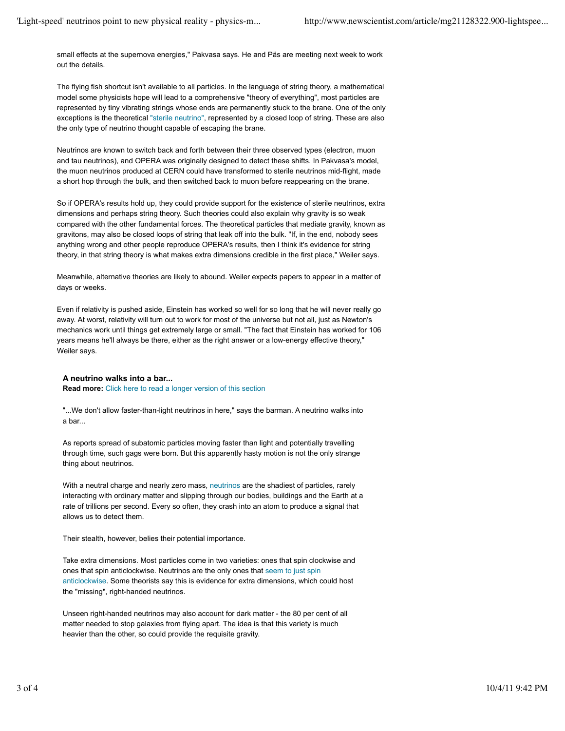small effects at the supernova energies," Pakvasa says. He and Päs are meeting next week to work out the details.

The flying fish shortcut isn't available to all particles. In the language of string theory, a mathematical model some physicists hope will lead to a comprehensive "theory of everything", most particles are represented by tiny vibrating strings whose ends are permanently stuck to the brane. One of the only exceptions is the theoretical "sterile neutrino", represented by a closed loop of string. These are also the only type of neutrino thought capable of escaping the brane.

Neutrinos are known to switch back and forth between their three observed types (electron, muon and tau neutrinos), and OPERA was originally designed to detect these shifts. In Pakvasa's model, the muon neutrinos produced at CERN could have transformed to sterile neutrinos mid-flight, made a short hop through the bulk, and then switched back to muon before reappearing on the brane.

So if OPERA's results hold up, they could provide support for the existence of sterile neutrinos, extra dimensions and perhaps string theory. Such theories could also explain why gravity is so weak compared with the other fundamental forces. The theoretical particles that mediate gravity, known as gravitons, may also be closed loops of string that leak off into the bulk. "If, in the end, nobody sees anything wrong and other people reproduce OPERA's results, then I think it's evidence for string theory, in that string theory is what makes extra dimensions credible in the first place," Weiler says.

Meanwhile, alternative theories are likely to abound. Weiler expects papers to appear in a matter of days or weeks.

Even if relativity is pushed aside, Einstein has worked so well for so long that he will never really go away. At worst, relativity will turn out to work for most of the universe but not all, just as Newton's mechanics work until things get extremely large or small. "The fact that Einstein has worked for 106 years means he'll always be there, either as the right answer or a low-energy effective theory," Weiler says.

### A neutrino walks into a bar...

**Read more:** Click here to read a longer version of this section

"...We don't allow faster-than-light neutrinos in here," says the barman. A neutrino walks into a bar...

As reports spread of subatomic particles moving faster than light and potentially travelling through time, such gags were born. But this apparently hasty motion is not the only strange thing about neutrinos.

With a neutral charge and nearly zero mass, neutrinos are the shadiest of particles, rarely interacting with ordinary matter and slipping through our bodies, buildings and the Earth at a rate of trillions per second. Every so often, they crash into an atom to produce a signal that allows us to detect them.

Their stealth, however, belies their potential importance.

Take extra dimensions. Most particles come in two varieties: ones that spin clockwise and ones that spin anticlockwise. Neutrinos are the only ones that seem to just spin anticlockwise. Some theorists say this is evidence for extra dimensions, which could host the "missing", right-handed neutrinos.

Unseen right-handed neutrinos may also account for dark matter - the 80 per cent of all matter needed to stop galaxies from flying apart. The idea is that this variety is much heavier than the other, so could provide the requisite gravity.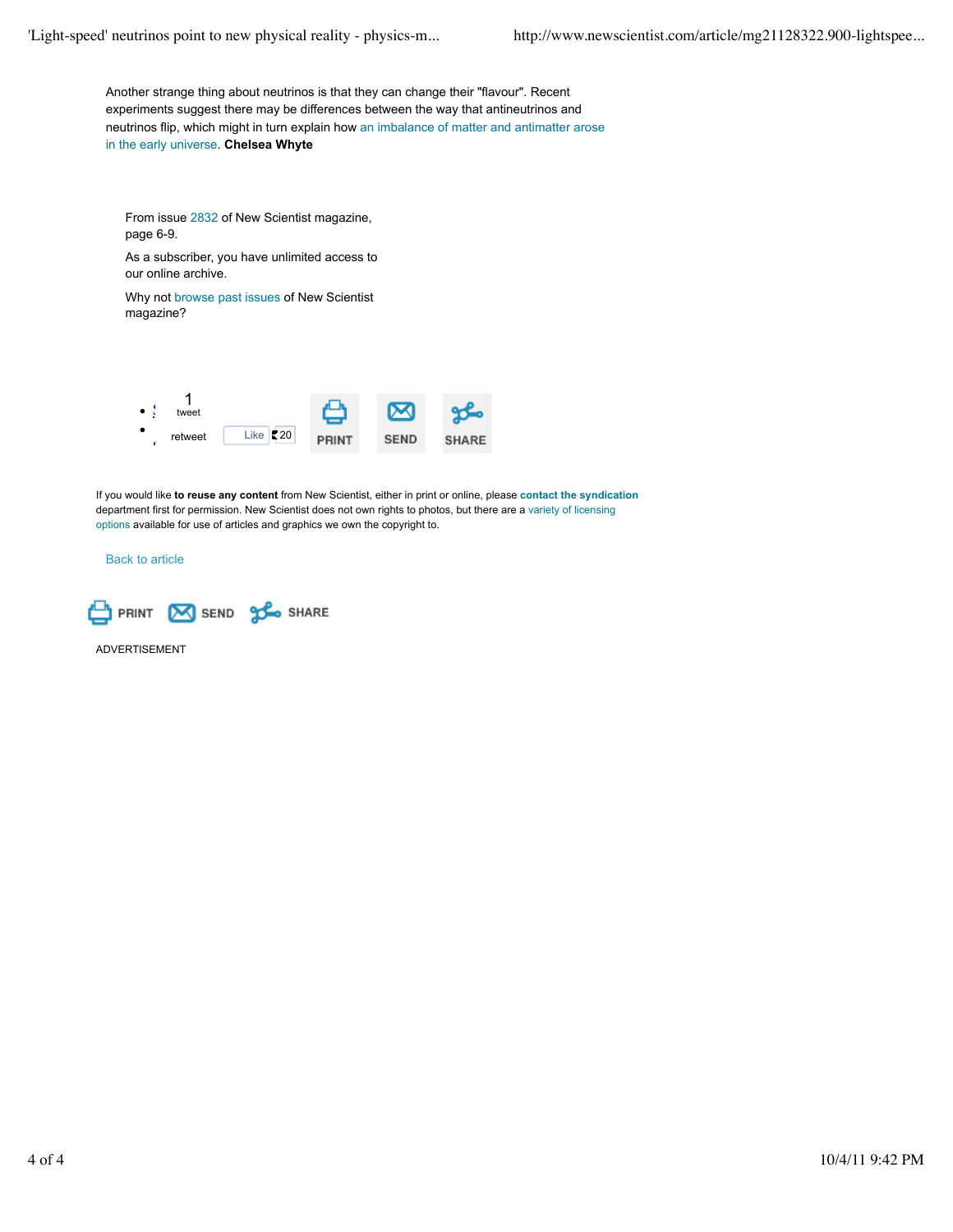Another strange thing about neutrinos is that they can change their "flavour". Recent experiments suggest there may be differences between the way that antineutrinos and neutrinos flip, which might in turn explain how an imbalance of matter and antimatter arose in the early universe. **Chelsea Whyte**

From issue 2832 of New Scientist magazine, page 6-9.

As a subscriber, you have unlimited access to our online archive.

Why not browse past issues of New Scientist magazine?

- 1 tweet
- retweet Like 20 PRINT SEND SHARE

If you would like **to reuse any content** from New Scientist, either in print or online, please **contact the syndication** department first for permission. New Scientist does not own rights to photos, but there are a variety of licensing options available for use of articles and graphics we own the copyright to.

Back to article

PRINT SEND SHARE

ADVERTISEMENT